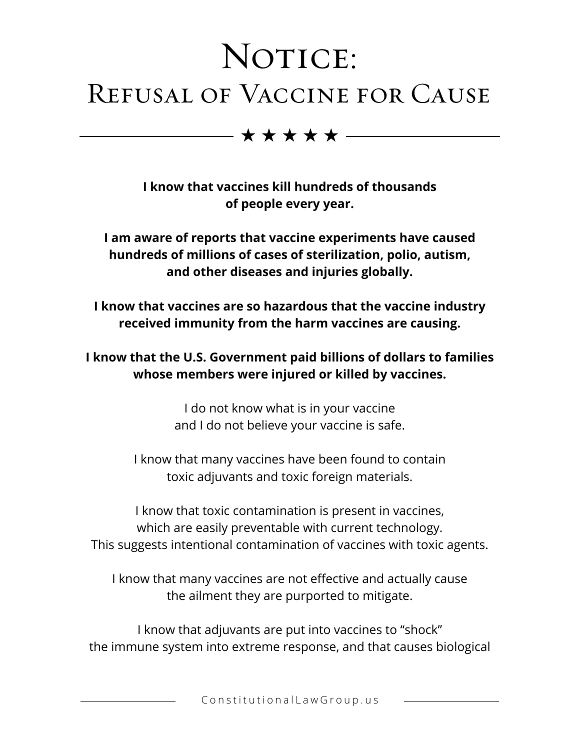# Notice:
## Refusal of Vaccine for Cause

★ ★ ★ ★ ★

**I know that vaccines kill hundreds of thousands of people every year.**

**I am aware of reports that vaccine experiments have caused hundreds of millions of cases of sterilization, polio, autism, and other diseases and injuries globally.**

**I know that vaccines are so hazardous that the vaccine industry received immunity from the harm vaccines are causing.**

**I know that the U.S. Government paid billions of dollars to families whose members were injured or killed by vaccines.**

I do not know what is in your vaccine and I do not believe your vaccine is safe.

I know that many vaccines have been found to contain toxic adjuvants and toxic foreign materials.

I know that toxic contamination is present in vaccines, which are easily preventable with current technology. This suggests intentional contamination of vaccines with toxic agents.

I know that many vaccines are not effective and actually cause the ailment they are purported to mitigate.

I know that adjuvants are put into vaccines to "shock" the immune system into extreme response, and that causes biological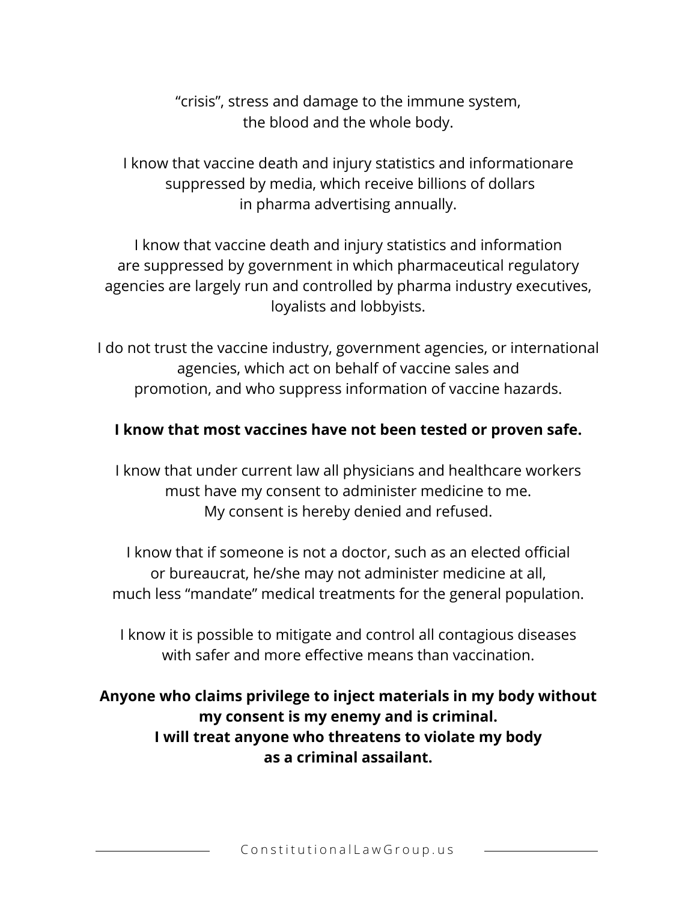"crisis", stress and damage to the immune system, the blood and the whole body.

I know that vaccine death and injury statistics and informationare suppressed by media, which receive billions of dollars in pharma advertising annually.

I know that vaccine death and injury statistics and information are suppressed by government in which pharmaceutical regulatory agencies are largely run and controlled by pharma industry executives, loyalists and lobbyists.

I do not trust the vaccine industry, government agencies, or international agencies, which act on behalf of vaccine sales and promotion, and who suppress information of vaccine hazards.

**I know that most vaccines have not been tested or proven safe.**

I know that under current law all physicians and healthcare workers must have my consent to administer medicine to me. My consent is hereby denied and refused.

I know that if someone is not a doctor, such as an elected official or bureaucrat, he/she may not administer medicine at all, much less "mandate" medical treatments for the general population.

I know it is possible to mitigate and control all contagious diseases with safer and more effective means than vaccination.

**Anyone who claims privilege to inject materials in my body without my consent is my enemy and is criminal. I will treat anyone who threatens to violate my body as a criminal assailant.**

ConstitutionalLawGroup.us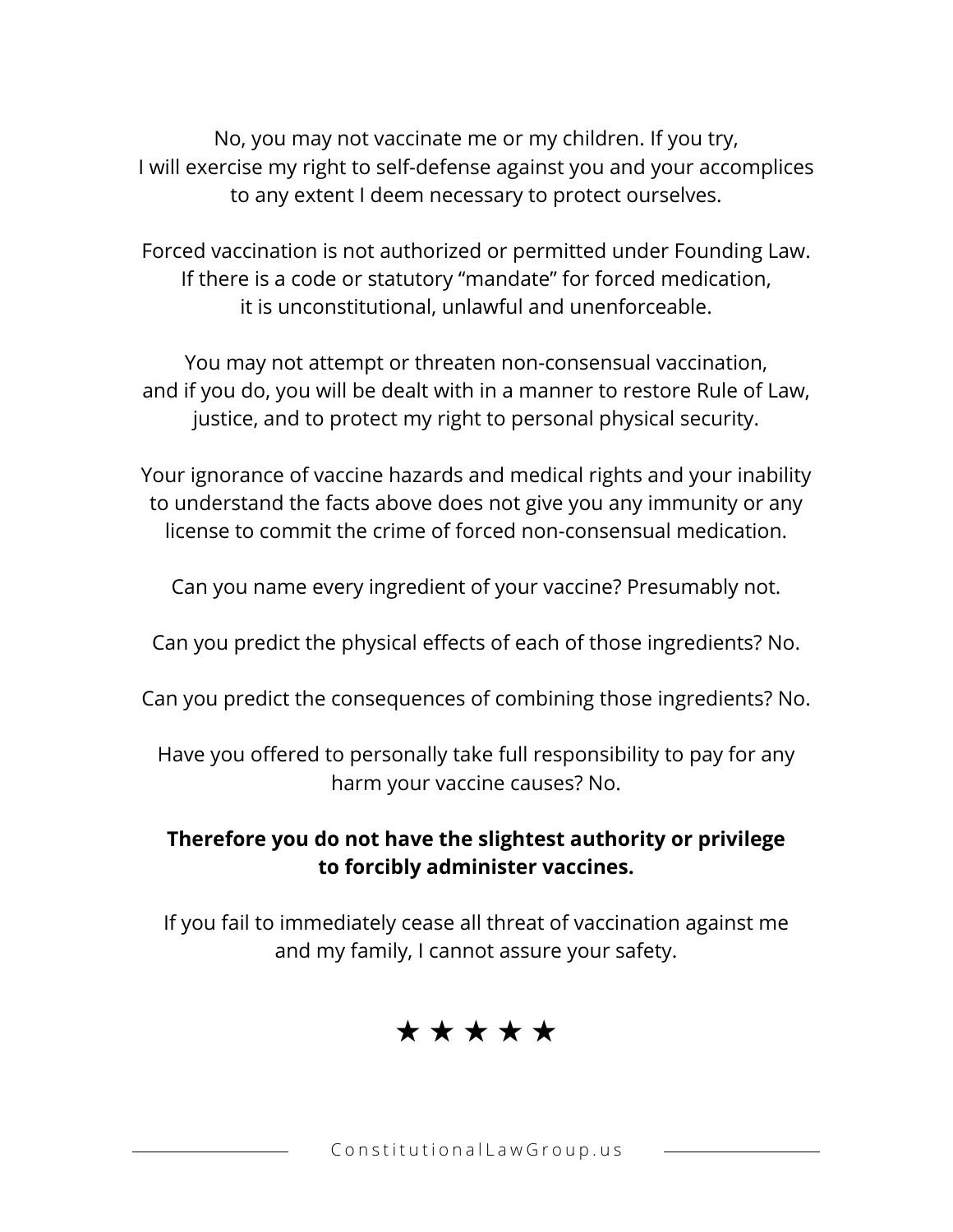No, you may not vaccinate me or my children. If you try, I will exercise my right to self-defense against you and your accomplices to any extent I deem necessary to protect ourselves.

Forced vaccination is not authorized or permitted under Founding Law. If there is a code or statutory "mandate" for forced medication, it is unconstitutional, unlawful and unenforceable.

You may not attempt or threaten non-consensual vaccination, and if you do, you will be dealt with in a manner to restore Rule of Law, justice, and to protect my right to personal physical security.

Your ignorance of vaccine hazards and medical rights and your inability to understand the facts above does not give you any immunity or any license to commit the crime of forced non-consensual medication.

Can you name every ingredient of your vaccine? Presumably not.

Can you predict the physical effects of each of those ingredients? No.

Can you predict the consequences of combining those ingredients? No.

Have you offered to personally take full responsibility to pay for any harm your vaccine causes? No.

**Therefore you do not have the slightest authority or privilege to forcibly administer vaccines.**

If you fail to immediately cease all threat of vaccination against me and my family, I cannot assure your safety.

★ ★ ★ ★ ★